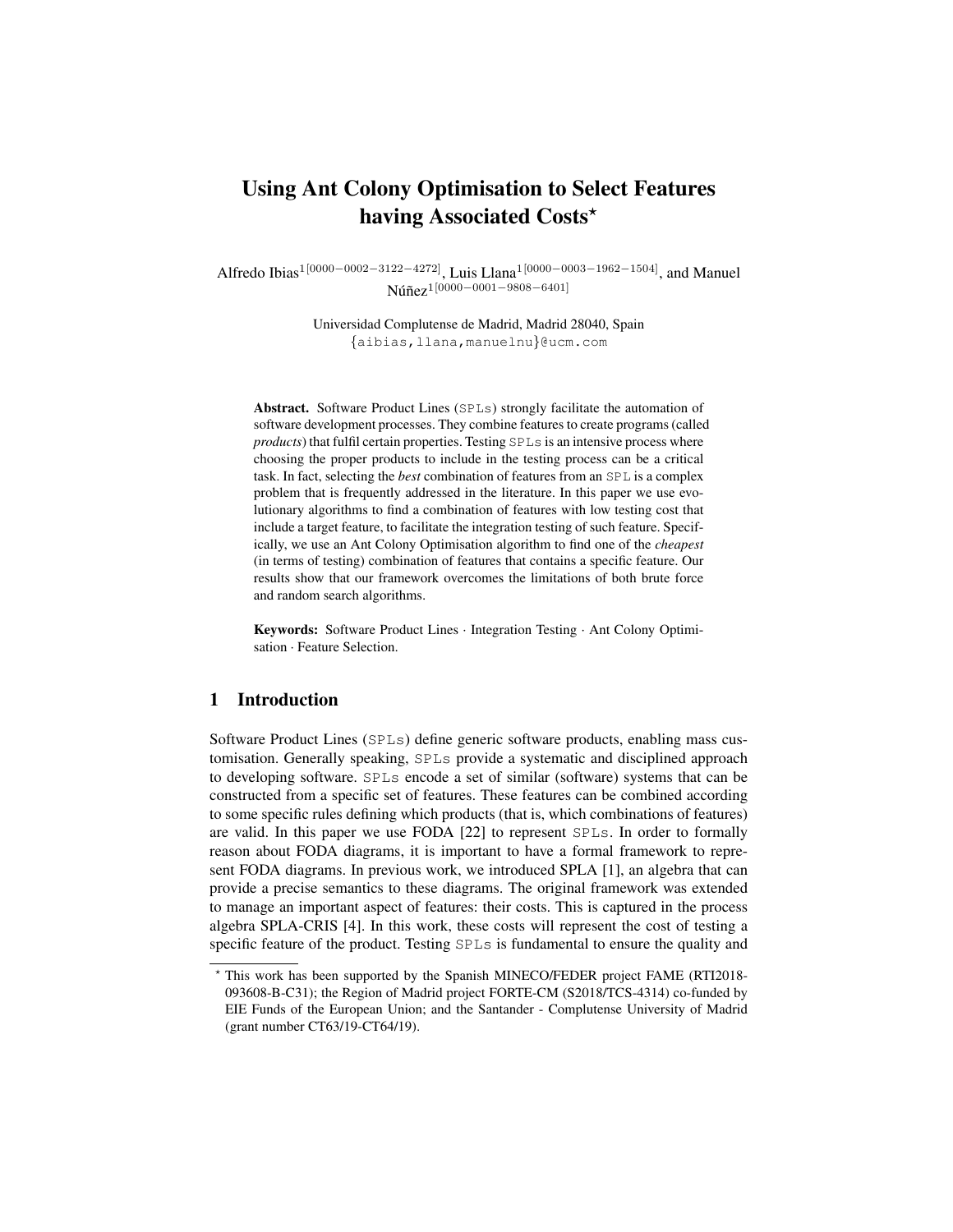# Using Ant Colony Optimisation to Select Features having Associated Costs*

Alfredo Ibias[1 [0000−0002−3122−4272]], Luis Llana[1 [0000−0003−1962−1504]], and Manuel Núñez[1 [0000−0001−9808−6401]]

Universidad Complutense de Madrid, Madrid 28040, Spain
{aibias,llana,manuelnu}@ucm.com

**Abstract.** Software Product Lines (SPLs) strongly facilitate the automation of software development processes. They combine features to create programs (called *products*) that fulfil certain properties. Testing SPLs is an intensive process where choosing the proper products to include in the testing process can be a critical task. In fact, selecting the *best* combination of features from an SPL is a complex problem that is frequently addressed in the literature. In this paper we use evolutionary algorithms to find a combination of features with low testing cost that include a target feature, to facilitate the integration testing of such feature. Specifically, we use an Ant Colony Optimisation algorithm to find one of the *cheapest* (in terms of testing) combination of features that contains a specific feature. Our results show that our framework overcomes the limitations of both brute force and random search algorithms.

**Keywords:** Software Product Lines · Integration Testing · Ant Colony Optimisation · Feature Selection.

## 1 Introduction

Software Product Lines (SPLs) define generic software products, enabling mass customisation. Generally speaking, SPLs provide a systematic and disciplined approach to developing software. SPLs encode a set of similar (software) systems that can be constructed from a specific set of features. These features can be combined according to some specific rules defining which products (that is, which combinations of features) are valid. In this paper we use FODA [22] to represent SPLs. In order to formally reason about FODA diagrams, it is important to have a formal framework to represent FODA diagrams. In previous work, we introduced SPLA [1], an algebra that can provide a precise semantics to these diagrams. The original framework was extended to manage an important aspect of features: their costs. This is captured in the process algebra SPLA-CRIS [4]. In this work, these costs will represent the cost of testing a specific feature of the product. Testing SPLs is fundamental to ensure the quality and

* This work has been supported by the Spanish MINECO/FEDER project FAME (RTI2018-093608-B-C31); the Region of Madrid project FORTE-CM (S2018/TCS-4314) co-funded by EIE Funds of the European Union; and the Santander - Complutense University of Madrid (grant number CT63/19-CT64/19).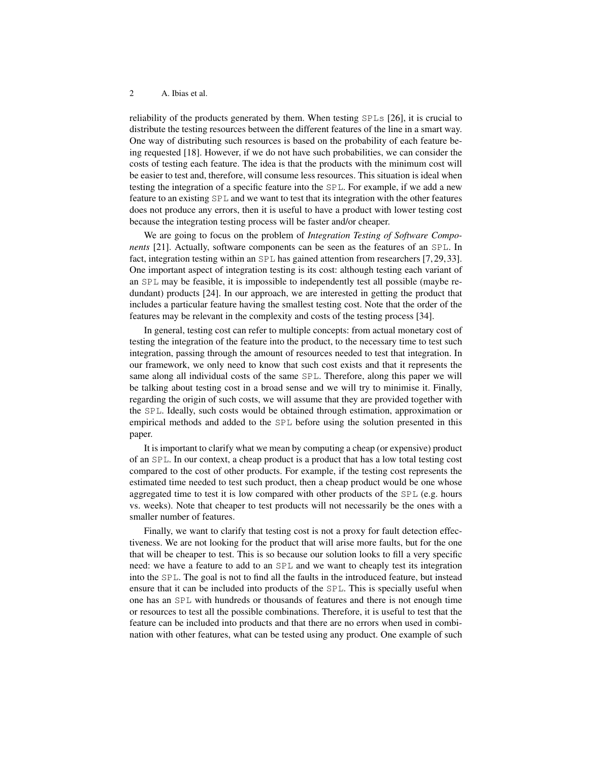reliability of the products generated by them. When testing SPLs [26], it is crucial to distribute the testing resources between the different features of the line in a smart way. One way of distributing such resources is based on the probability of each feature being requested [18]. However, if we do not have such probabilities, we can consider the costs of testing each feature. The idea is that the products with the minimum cost will be easier to test and, therefore, will consume less resources. This situation is ideal when testing the integration of a specific feature into the SPL. For example, if we add a new feature to an existing SPL and we want to test that its integration with the other features does not produce any errors, then it is useful to have a product with lower testing cost because the integration testing process will be faster and/or cheaper.

We are going to focus on the problem of *Integration Testing of Software Components* [21]. Actually, software components can be seen as the features of an SPL. In fact, integration testing within an SPL has gained attention from researchers [7, 29, 33]. One important aspect of integration testing is its cost: although testing each variant of an SPL may be feasible, it is impossible to independently test all possible (maybe redundant) products [24]. In our approach, we are interested in getting the product that includes a particular feature having the smallest testing cost. Note that the order of the features may be relevant in the complexity and costs of the testing process [34].

In general, testing cost can refer to multiple concepts: from actual monetary cost of testing the integration of the feature into the product, to the necessary time to test such integration, passing through the amount of resources needed to test that integration. In our framework, we only need to know that such cost exists and that it represents the same along all individual costs of the same SPL. Therefore, along this paper we will be talking about testing cost in a broad sense and we will try to minimise it. Finally, regarding the origin of such costs, we will assume that they are provided together with the SPL. Ideally, such costs would be obtained through estimation, approximation or empirical methods and added to the SPL before using the solution presented in this paper.

It is important to clarify what we mean by computing a cheap (or expensive) product of an SPL. In our context, a cheap product is a product that has a low total testing cost compared to the cost of other products. For example, if the testing cost represents the estimated time needed to test such product, then a cheap product would be one whose aggregated time to test it is low compared with other products of the SPL (e.g. hours vs. weeks). Note that cheaper to test products will not necessarily be the ones with a smaller number of features.

Finally, we want to clarify that testing cost is not a proxy for fault detection effectiveness. We are not looking for the product that will arise more faults, but for the one that will be cheaper to test. This is so because our solution looks to fill a very specific need: we have a feature to add to an SPL and we want to cheaply test its integration into the SPL. The goal is not to find all the faults in the introduced feature, but instead ensure that it can be included into products of the SPL. This is specially useful when one has an SPL with hundreds or thousands of features and there is not enough time or resources to test all the possible combinations. Therefore, it is useful to test that the feature can be included into products and that there are no errors when used in combination with other features, what can be tested using any product. One example of such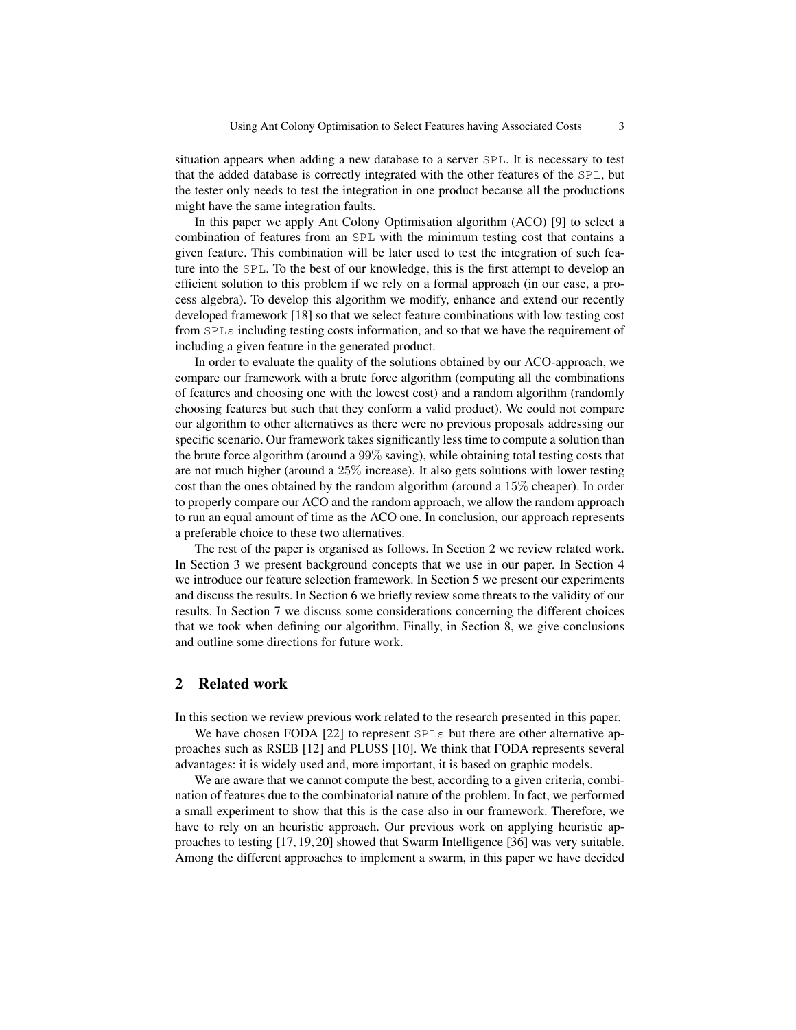situation appears when adding a new database to a server SPL. It is necessary to test that the added database is correctly integrated with the other features of the SPL, but the tester only needs to test the integration in one product because all the productions might have the same integration faults.

In this paper we apply Ant Colony Optimisation algorithm (ACO) [9] to select a combination of features from an SPL with the minimum testing cost that contains a given feature. This combination will be later used to test the integration of such feature into the SPL. To the best of our knowledge, this is the first attempt to develop an efficient solution to this problem if we rely on a formal approach (in our case, a process algebra). To develop this algorithm we modify, enhance and extend our recently developed framework [18] so that we select feature combinations with low testing cost from SPLs including testing costs information, and so that we have the requirement of including a given feature in the generated product.

In order to evaluate the quality of the solutions obtained by our ACO-approach, we compare our framework with a brute force algorithm (computing all the combinations of features and choosing one with the lowest cost) and a random algorithm (randomly choosing features but such that they conform a valid product). We could not compare our algorithm to other alternatives as there were no previous proposals addressing our specific scenario. Our framework takes significantly less time to compute a solution than the brute force algorithm (around a $99\%$ saving), while obtaining total testing costs that are not much higher (around a $25\%$ increase). It also gets solutions with lower testing cost than the ones obtained by the random algorithm (around a $15\%$ cheaper). In order to properly compare our ACO and the random approach, we allow the random approach to run an equal amount of time as the ACO one. In conclusion, our approach represents a preferable choice to these two alternatives.

The rest of the paper is organised as follows. In Section 2 we review related work. In Section 3 we present background concepts that we use in our paper. In Section 4 we introduce our feature selection framework. In Section 5 we present our experiments and discuss the results. In Section 6 we briefly review some threats to the validity of our results. In Section 7 we discuss some considerations concerning the different choices that we took when defining our algorithm. Finally, in Section 8, we give conclusions and outline some directions for future work.

## 2 Related work

In this section we review previous work related to the research presented in this paper.

We have chosen FODA [22] to represent SPLs but there are other alternative approaches such as RSEB [12] and PLUSS [10]. We think that FODA represents several advantages: it is widely used and, more important, it is based on graphic models.

We are aware that we cannot compute the best, according to a given criteria, combination of features due to the combinatorial nature of the problem. In fact, we performed a small experiment to show that this is the case also in our framework. Therefore, we have to rely on an heuristic approach. Our previous work on applying heuristic approaches to testing [17, 19, 20] showed that Swarm Intelligence [36] was very suitable. Among the different approaches to implement a swarm, in this paper we have decided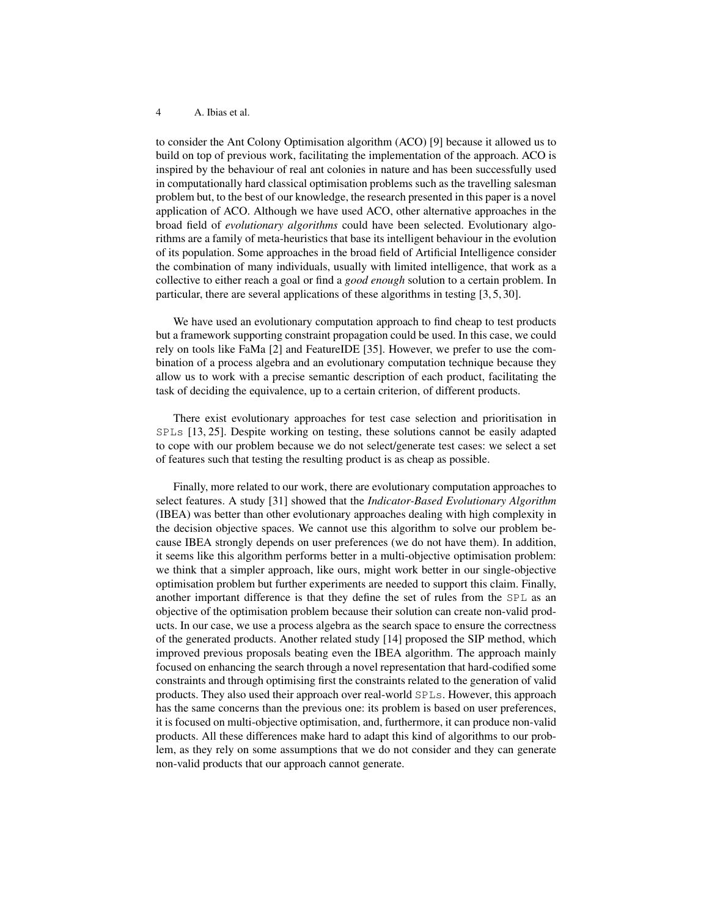to consider the Ant Colony Optimisation algorithm (ACO) [9] because it allowed us to build on top of previous work, facilitating the implementation of the approach. ACO is inspired by the behaviour of real ant colonies in nature and has been successfully used in computationally hard classical optimisation problems such as the travelling salesman problem but, to the best of our knowledge, the research presented in this paper is a novel application of ACO. Although we have used ACO, other alternative approaches in the broad field of *evolutionary algorithms* could have been selected. Evolutionary algorithms are a family of meta-heuristics that base its intelligent behaviour in the evolution of its population. Some approaches in the broad field of Artificial Intelligence consider the combination of many individuals, usually with limited intelligence, that work as a collective to either reach a goal or find a *good enough* solution to a certain problem. In particular, there are several applications of these algorithms in testing [3, 5, 30].

We have used an evolutionary computation approach to find cheap to test products but a framework supporting constraint propagation could be used. In this case, we could rely on tools like FaMa [2] and FeatureIDE [35]. However, we prefer to use the combination of a process algebra and an evolutionary computation technique because they allow us to work with a precise semantic description of each product, facilitating the task of deciding the equivalence, up to a certain criterion, of different products.

There exist evolutionary approaches for test case selection and prioritisation in `SPLs` [13, 25]. Despite working on testing, these solutions cannot be easily adapted to cope with our problem because we do not select/generate test cases: we select a set of features such that testing the resulting product is as cheap as possible.

Finally, more related to our work, there are evolutionary computation approaches to select features. A study [31] showed that the *Indicator-Based Evolutionary Algorithm* (IBEA) was better than other evolutionary approaches dealing with high complexity in the decision objective spaces. We cannot use this algorithm to solve our problem because IBEA strongly depends on user preferences (we do not have them). In addition, it seems like this algorithm performs better in a multi-objective optimisation problem: we think that a simpler approach, like ours, might work better in our single-objective optimisation problem but further experiments are needed to support this claim. Finally, another important difference is that they define the set of rules from the `SPL` as an objective of the optimisation problem because their solution can create non-valid products. In our case, we use a process algebra as the search space to ensure the correctness of the generated products. Another related study [14] proposed the SIP method, which improved previous proposals beating even the IBEA algorithm. The approach mainly focused on enhancing the search through a novel representation that hard-codified some constraints and through optimising first the constraints related to the generation of valid products. They also used their approach over real-world `SPLs`. However, this approach has the same concerns than the previous one: its problem is based on user preferences, it is focused on multi-objective optimisation, and, furthermore, it can produce non-valid products. All these differences make hard to adapt this kind of algorithms to our problem, as they rely on some assumptions that we do not consider and they can generate non-valid products that our approach cannot generate.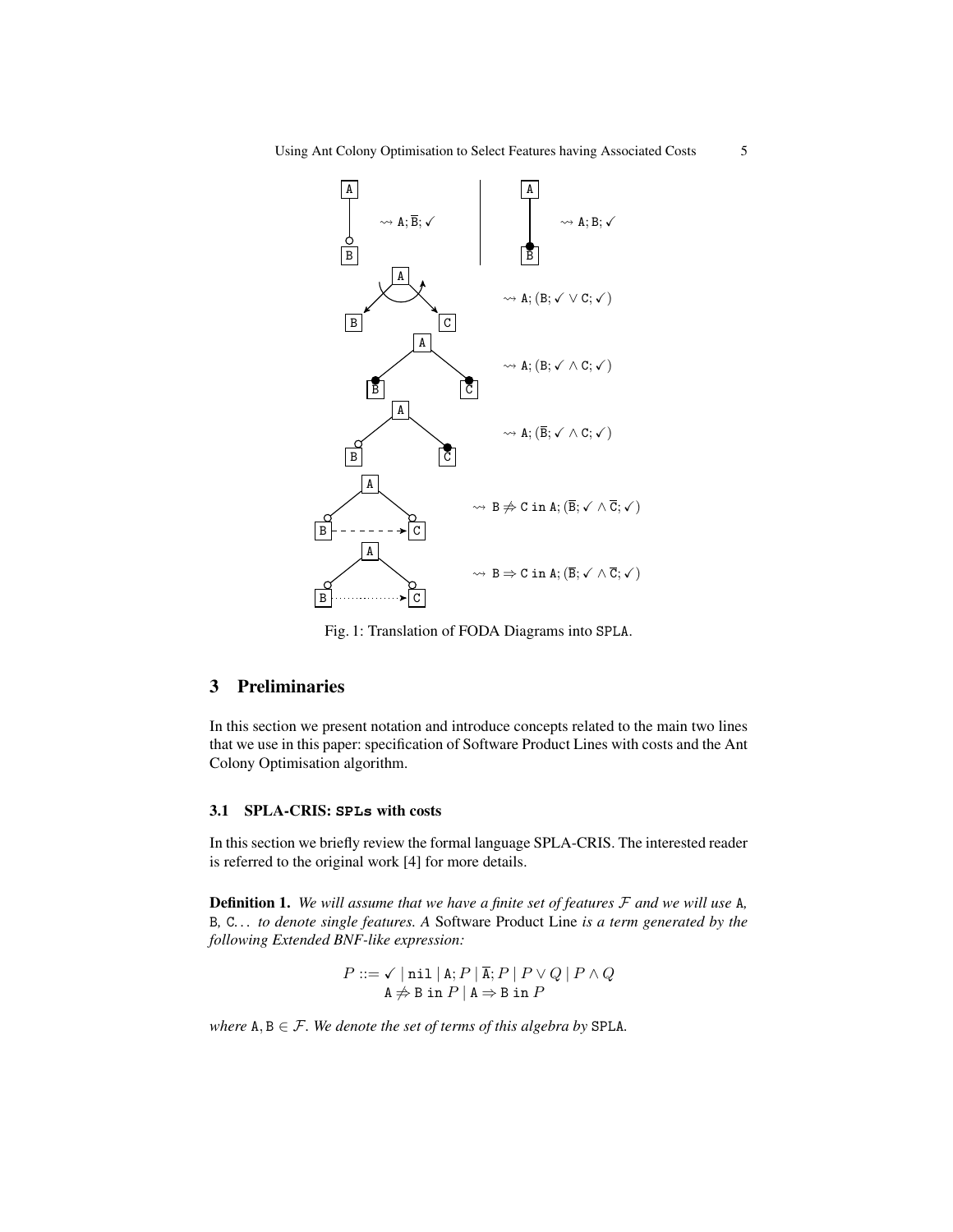$\rightsquigarrow \mathtt{A}; \overline{\mathtt{B}}; \checkmark$

$\rightsquigarrow \mathtt{A}; \mathtt{B}; \checkmark$

$\rightsquigarrow \mathtt{A}; (\mathtt{B}; \checkmark \vee \mathtt{C}; \checkmark)$

$\rightsquigarrow \mathtt{A}; (\mathtt{B}; \checkmark \wedge \mathtt{C}; \checkmark)$

$\rightsquigarrow \mathtt{A}; (\overline{\mathtt{B}}; \checkmark \wedge \mathtt{C}; \checkmark)$

$\rightsquigarrow \mathtt{B} \not\Rightarrow \mathtt{C} \ \mathtt{in} \ \mathtt{A}; (\overline{\mathtt{B}}; \checkmark \wedge \overline{\mathtt{C}}; \checkmark)$

$\rightsquigarrow \mathtt{B} \Rightarrow \mathtt{C} \ \mathtt{in} \ \mathtt{A}; (\overline{\mathtt{B}}; \checkmark \wedge \overline{\mathtt{C}}; \checkmark)$

Fig. 1: Translation of FODA Diagrams into SPLA.

## 3 Preliminaries

In this section we present notation and introduce concepts related to the main two lines that we use in this paper: specification of Software Product Lines with costs and the Ant Colony Optimisation algorithm.

### 3.1 SPLA-CRIS: SPLs with costs

In this section we briefly review the formal language SPLA-CRIS. The interested reader is referred to the original work [4] for more details.

**Definition 1.** *We will assume that we have a finite set of features $\mathcal{F}$ and we will use* A*,* B*,* C*... to denote single features. A* Software Product Line *is a term generated by the following Extended BNF-like expression:*

$$P ::= \checkmark \mid \mathtt{nil} \mid \mathtt{A}; P \mid \overline{\mathtt{A}}; P \mid P \vee Q \mid P \wedge Q$$
$$\mathtt{A} \not\Rightarrow \mathtt{B} \ \mathtt{in} \ P \mid \mathtt{A} \Rightarrow \mathtt{B} \ \mathtt{in} \ P$$

*where $\mathtt{A}, \mathtt{B} \in \mathcal{F}$. We denote the set of terms of this algebra by* SPLA*.*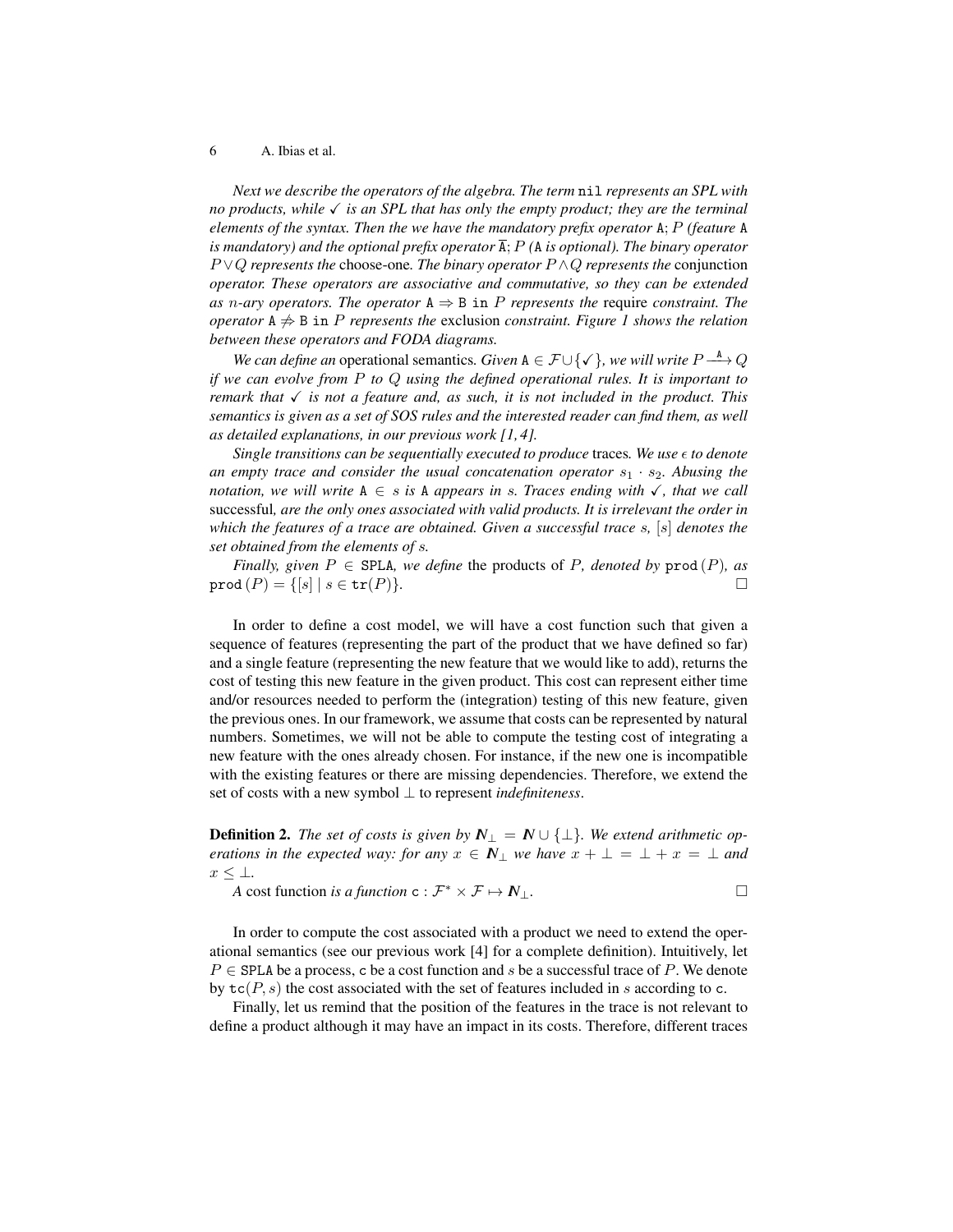*Next we describe the operators of the algebra. The term* `nil` *represents an SPL with no products, while* $\checkmark$ *is an SPL that has only the empty product; they are the terminal elements of the syntax. Then the we have the mandatory prefix operator* $\mathtt{A};P$ *(feature* `A` *is mandatory) and the optional prefix operator* $\overline{\mathtt{A}};P$ *(*`A` *is optional). The binary operator* $P \vee Q$ *represents the* choose-one*. The binary operator* $P \wedge Q$ *represents the* conjunction *operator. These operators are associative and commutative, so they can be extended as* $n$*-ary operators. The operator* $\mathtt{A} \Rightarrow \mathtt{B}$ `in` $P$ *represents the* require *constraint. The operator* $\mathtt{A} \not\Rightarrow \mathtt{B}$ `in` $P$ *represents the* exclusion *constraint. Figure 1 shows the relation between these operators and FODA diagrams.*

*We can define an* operational semantics*. Given* $\mathtt{A} \in \mathcal{F} \cup \{\checkmark\}$*, we will write* $P \xrightarrow{\mathtt{A}} Q$ *if we can evolve from* $P$ *to* $Q$ *using the defined operational rules. It is important to remark that* $\checkmark$ *is not a feature and, as such, it is not included in the product. This semantics is given as a set of SOS rules and the interested reader can find them, as well as detailed explanations, in our previous work [1,4].*

*Single transitions can be sequentially executed to produce* traces*. We use* $\epsilon$ *to denote an empty trace and consider the usual concatenation operator* $s_1 \cdot s_2$*. Abusing the notation, we will write* $\mathtt{A} \in s$ *is* `A` *appears in* $s$*. Traces ending with* $\checkmark$*, that we call* successful*, are the only ones associated with valid products. It is irrelevant the order in which the features of a trace are obtained. Given a successful trace* $s$*,* $[s]$ *denotes the set obtained from the elements of* $s$*.*

*Finally, given* $P \in \mathtt{SPLA}$*, we define* the products of $P$*, denoted by* $\mathtt{prod}(P)$*, as* $\mathtt{prod}(P) = \{[s] \mid s \in \mathtt{tr}(P)\}$*.* □

In order to define a cost model, we will have a cost function such that given a sequence of features (representing the part of the product that we have defined so far) and a single feature (representing the new feature that we would like to add), returns the cost of testing this new feature in the given product. This cost can represent either time and/or resources needed to perform the (integration) testing of this new feature, given the previous ones. In our framework, we assume that costs can be represented by natural numbers. Sometimes, we will not be able to compute the testing cost of integrating a new feature with the ones already chosen. For instance, if the new one is incompatible with the existing features or there are missing dependencies. Therefore, we extend the set of costs with a new symbol $\perp$ to represent *indefiniteness*.

**Definition 2.** *The set of costs is given by* $\mathbb{N}_\perp = \mathbb{N} \cup \{\perp\}$*. We extend arithmetic operations in the expected way: for any* $x \in \mathbb{N}_\perp$ *we have* $x + \perp = \perp + x = \perp$ *and* $x \leq \perp$*.*

*A* cost function *is a function* $\mathtt{c} : \mathcal{F}^* \times \mathcal{F} \mapsto \mathbb{N}_\perp$*.* □

In order to compute the cost associated with a product we need to extend the operational semantics (see our previous work [4] for a complete definition). Intuitively, let $P \in \mathtt{SPLA}$ be a process, `c` be a cost function and $s$ be a successful trace of $P$. We denote by $\mathtt{tc}(P, s)$ the cost associated with the set of features included in $s$ according to `c`.

Finally, let us remind that the position of the features in the trace is not relevant to define a product although it may have an impact in its costs. Therefore, different traces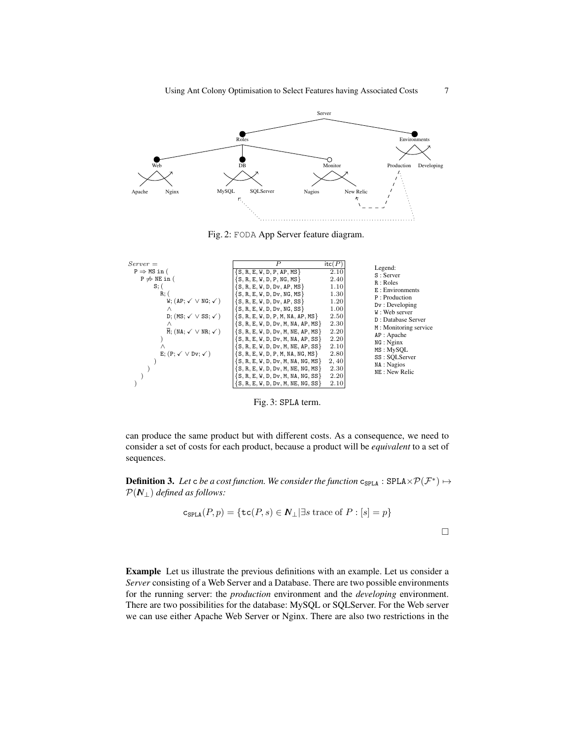Fig. 2: FODA App Server feature diagram.

```
Server =
  P ⇒ MS in (
    P ⇏ NE in (
      S; (
        R; (
          W; (AP; ✓ ∨ NG; ✓)
          ∧
          D; (MS; ✓ ∨ SS; ✓)
          ∧
          M̄; (NA; ✓ ∨ NR; ✓)
        )
        ∧
        E; (P; ✓ ∨ Dv; ✓)
      )
    )
  )
)
```

| $P$ | $\mathtt{itc}(P)$ |
|---|---|
| {S, R, E, W, D, P, AP, MS} | 2.10 |
| {S, R, E, W, D, P, NG, MS} | 2.40 |
| {S, R, E, W, D, Dv, AP, MS} | 1.10 |
| {S, R, E, W, D, Dv, NG, MS} | 1.30 |
| {S, R, E, W, D, Dv, AP, SS} | 1.20 |
| {S, R, E, W, D, Dv, NG, SS} | 1.00 |
| {S, R, E, W, D, P, M, NA, AP, MS} | 2.50 |
| {S, R, E, W, D, Dv, M, NA, AP, MS} | 2.30 |
| {S, R, E, W, D, Dv, M, NE, AP, MS} | 2.20 |
| {S, R, E, W, D, Dv, M, NA, AP, SS} | 2.20 |
| {S, R, E, W, D, Dv, M, NE, AP, SS} | 2.10 |
| {S, R, E, W, D, P, M, NA, NG, MS} | 2.80 |
| {S, R, E, W, D, Dv, M, NA, NG, MS} | 2, 40 |
| {S, R, E, W, D, Dv, M, NE, NG, MS} | 2.30 |
| {S, R, E, W, D, Dv, M, NA, NG, SS} | 2.20 |
| {S, R, E, W, D, Dv, M, NE, NG, SS} | 2.10 |

Legend:
S : Server
R : Roles
E : Environments
P : Production
Dv : Developing
W : Web server
D : Database Server
M : Monitoring service
AP : Apache
NG : Nginx
MS : MySQL
SS : SQLServer
NA : Nagios
NE : New Relic

Fig. 3: SPLA term.

can produce the same product but with different costs. As a consequence, we need to consider a set of costs for each product, because a product will be *equivalent* to a set of sequences.

**Definition 3.** *Let* $\mathtt{c}$ *be a cost function. We consider the function* $\mathtt{c}_{\mathtt{SPLA}} : \mathtt{SPLA} \times \mathcal{P}(\mathcal{F}^*) \mapsto \mathcal{P}(\boldsymbol{N}_\perp)$ *defined as follows:*

$$\mathtt{c}_{\mathtt{SPLA}}(P, p) = \{\mathtt{tc}(P, s) \in \boldsymbol{N}_\perp | \exists s \text{ trace of } P : [s] = p\}$$

□

**Example** Let us illustrate the previous definitions with an example. Let us consider a *Server* consisting of a Web Server and a Database. There are two possible environments for the running server: the *production* environment and the *developing* environment. There are two possibilities for the database: MySQL or SQLServer. For the Web server we can use either Apache Web Server or Nginx. There are also two restrictions in the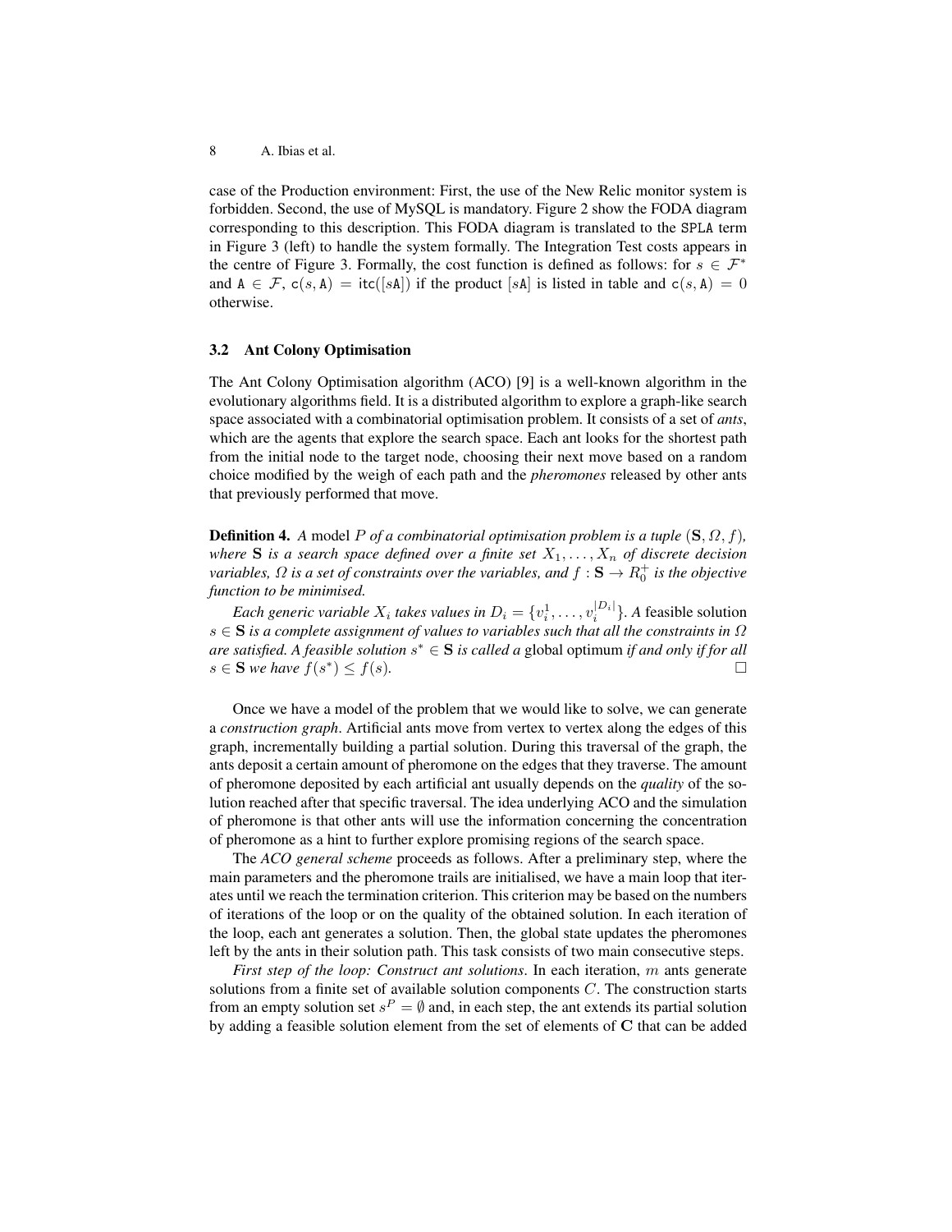case of the Production environment: First, the use of the New Relic monitor system is forbidden. Second, the use of MySQL is mandatory. Figure 2 show the FODA diagram corresponding to this description. This FODA diagram is translated to the SPLA term in Figure 3 (left) to handle the system formally. The Integration Test costs appears in the centre of Figure 3. Formally, the cost function is defined as follows: for $s \in \mathcal{F}^*$ and $\mathtt{A} \in \mathcal{F}$, $\mathsf{c}(s, \mathtt{A}) = \mathsf{itc}([s\mathtt{A}])$ if the product $[s\mathtt{A}]$ is listed in table and $\mathsf{c}(s, \mathtt{A}) = 0$ otherwise.

### 3.2 Ant Colony Optimisation

The Ant Colony Optimisation algorithm (ACO) [9] is a well-known algorithm in the evolutionary algorithms field. It is a distributed algorithm to explore a graph-like search space associated with a combinatorial optimisation problem. It consists of a set of *ants*, which are the agents that explore the search space. Each ant looks for the shortest path from the initial node to the target node, choosing their next move based on a random choice modified by the weigh of each path and the *pheromones* released by other ants that previously performed that move.

**Definition 4.** *A model $P$ of a combinatorial optimisation problem is a tuple $(\mathbf{S}, \Omega, f)$, where $\mathbf{S}$ is a search space defined over a finite set $X_1, \ldots, X_n$ of discrete decision variables, $\Omega$ is a set of constraints over the variables, and $f : \mathbf{S} \rightarrow R_0^+$ is the objective function to be minimised.*

*Each generic variable $X_i$ takes values in $D_i = \{v_i^1, \ldots, v_i^{|D_i|}\}$. A* feasible solution *$s \in \mathbf{S}$ is a complete assignment of values to variables such that all the constraints in $\Omega$ are satisfied. A feasible solution $s^* \in \mathbf{S}$ is called a* global optimum *if and only if for all $s \in \mathbf{S}$ we have $f(s^*) \leq f(s)$.* □

Once we have a model of the problem that we would like to solve, we can generate a *construction graph*. Artificial ants move from vertex to vertex along the edges of this graph, incrementally building a partial solution. During this traversal of the graph, the ants deposit a certain amount of pheromone on the edges that they traverse. The amount of pheromone deposited by each artificial ant usually depends on the *quality* of the solution reached after that specific traversal. The idea underlying ACO and the simulation of pheromone is that other ants will use the information concerning the concentration of pheromone as a hint to further explore promising regions of the search space.

The *ACO general scheme* proceeds as follows. After a preliminary step, where the main parameters and the pheromone trails are initialised, we have a main loop that iterates until we reach the termination criterion. This criterion may be based on the numbers of iterations of the loop or on the quality of the obtained solution. In each iteration of the loop, each ant generates a solution. Then, the global state updates the pheromones left by the ants in their solution path. This task consists of two main consecutive steps.

*First step of the loop: Construct ant solutions*. In each iteration, $m$ ants generate solutions from a finite set of available solution components $C$. The construction starts from an empty solution set $s^P = \emptyset$ and, in each step, the ant extends its partial solution by adding a feasible solution element from the set of elements of $\mathbf{C}$ that can be added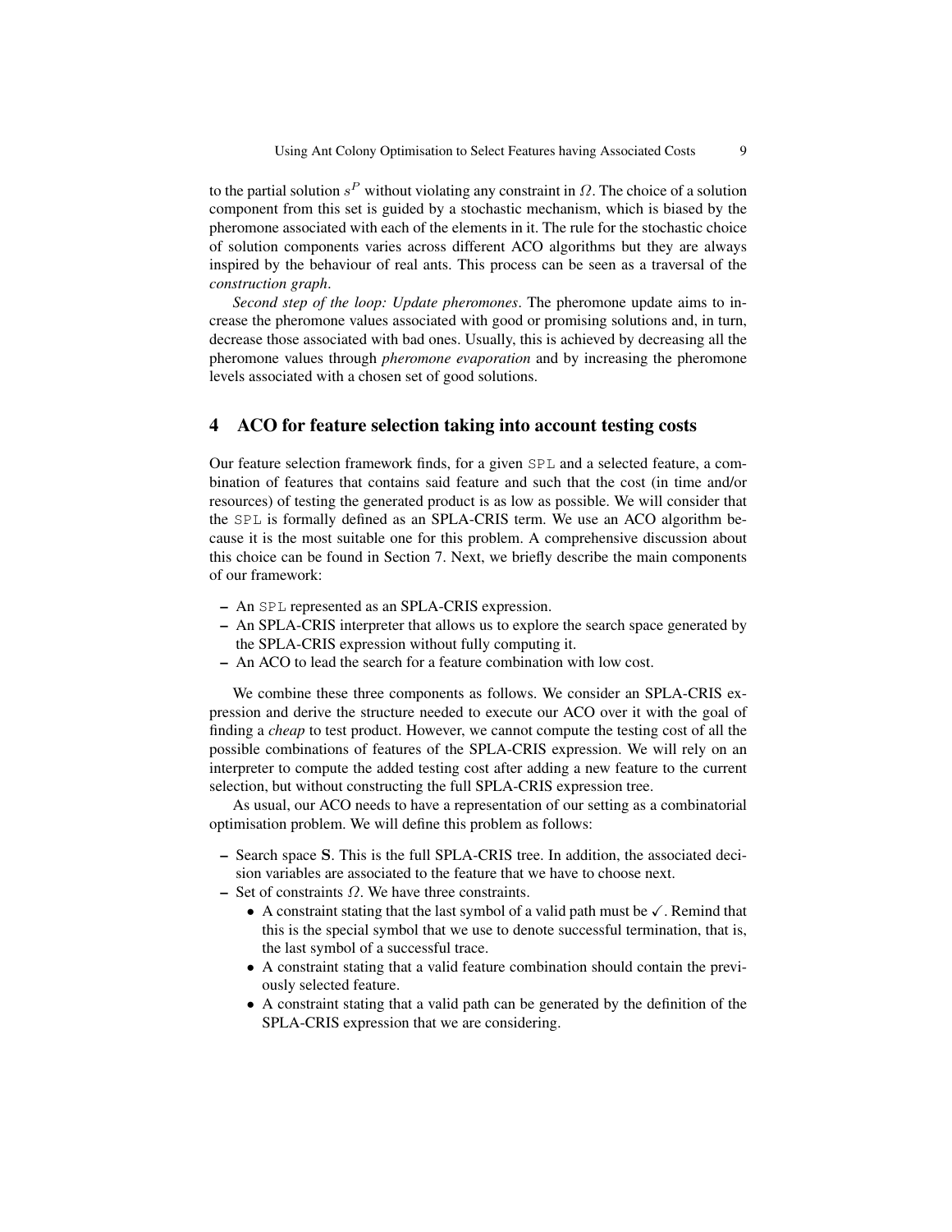to the partial solution $s^P$ without violating any constraint in $\Omega$. The choice of a solution component from this set is guided by a stochastic mechanism, which is biased by the pheromone associated with each of the elements in it. The rule for the stochastic choice of solution components varies across different ACO algorithms but they are always inspired by the behaviour of real ants. This process can be seen as a traversal of the *construction graph*.

*Second step of the loop: Update pheromones*. The pheromone update aims to increase the pheromone values associated with good or promising solutions and, in turn, decrease those associated with bad ones. Usually, this is achieved by decreasing all the pheromone values through *pheromone evaporation* and by increasing the pheromone levels associated with a chosen set of good solutions.

## 4 ACO for feature selection taking into account testing costs

Our feature selection framework finds, for a given `SPL` and a selected feature, a combination of features that contains said feature and such that the cost (in time and/or resources) of testing the generated product is as low as possible. We will consider that the `SPL` is formally defined as an SPLA-CRIS term. We use an ACO algorithm because it is the most suitable one for this problem. A comprehensive discussion about this choice can be found in Section 7. Next, we briefly describe the main components of our framework:

- An `SPL` represented as an SPLA-CRIS expression.
- An SPLA-CRIS interpreter that allows us to explore the search space generated by the SPLA-CRIS expression without fully computing it.
- An ACO to lead the search for a feature combination with low cost.

We combine these three components as follows. We consider an SPLA-CRIS expression and derive the structure needed to execute our ACO over it with the goal of finding a *cheap* to test product. However, we cannot compute the testing cost of all the possible combinations of features of the SPLA-CRIS expression. We will rely on an interpreter to compute the added testing cost after adding a new feature to the current selection, but without constructing the full SPLA-CRIS expression tree.

As usual, our ACO needs to have a representation of our setting as a combinatorial optimisation problem. We will define this problem as follows:

- Search space $\mathbf{S}$. This is the full SPLA-CRIS tree. In addition, the associated decision variables are associated to the feature that we have to choose next.
- Set of constraints $\Omega$. We have three constraints.
  - A constraint stating that the last symbol of a valid path must be $\checkmark$. Remind that this is the special symbol that we use to denote successful termination, that is, the last symbol of a successful trace.
  - A constraint stating that a valid feature combination should contain the previously selected feature.
  - A constraint stating that a valid path can be generated by the definition of the SPLA-CRIS expression that we are considering.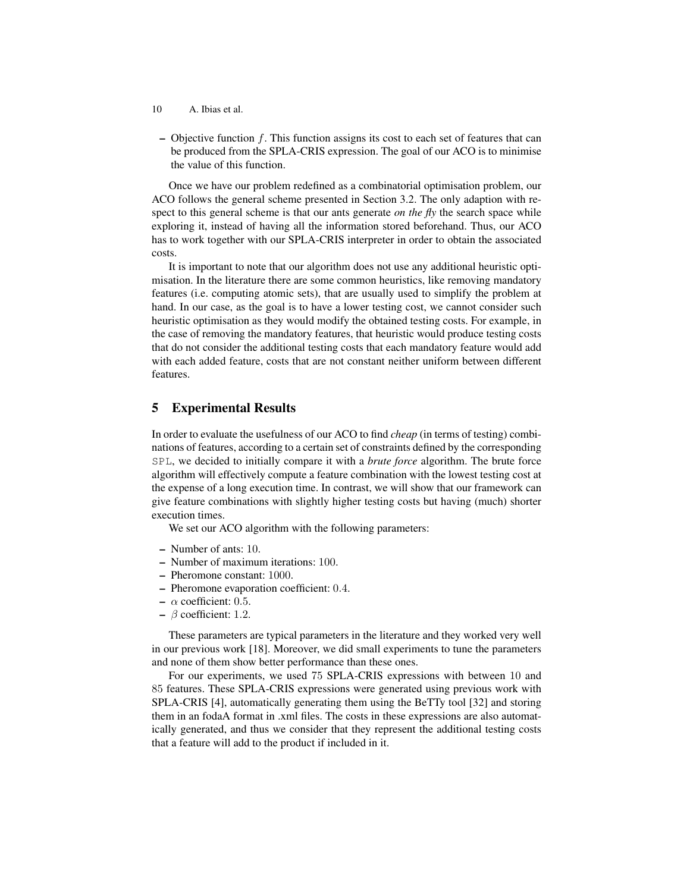– Objective function $f$. This function assigns its cost to each set of features that can be produced from the SPLA-CRIS expression. The goal of our ACO is to minimise the value of this function.

Once we have our problem redefined as a combinatorial optimisation problem, our ACO follows the general scheme presented in Section 3.2. The only adaption with respect to this general scheme is that our ants generate *on the fly* the search space while exploring it, instead of having all the information stored beforehand. Thus, our ACO has to work together with our SPLA-CRIS interpreter in order to obtain the associated costs.

It is important to note that our algorithm does not use any additional heuristic optimisation. In the literature there are some common heuristics, like removing mandatory features (i.e. computing atomic sets), that are usually used to simplify the problem at hand. In our case, as the goal is to have a lower testing cost, we cannot consider such heuristic optimisation as they would modify the obtained testing costs. For example, in the case of removing the mandatory features, that heuristic would produce testing costs that do not consider the additional testing costs that each mandatory feature would add with each added feature, costs that are not constant neither uniform between different features.

## 5 Experimental Results

In order to evaluate the usefulness of our ACO to find *cheap* (in terms of testing) combinations of features, according to a certain set of constraints defined by the corresponding SPL, we decided to initially compare it with a *brute force* algorithm. The brute force algorithm will effectively compute a feature combination with the lowest testing cost at the expense of a long execution time. In contrast, we will show that our framework can give feature combinations with slightly higher testing costs but having (much) shorter execution times.

We set our ACO algorithm with the following parameters:

- Number of ants: $10$.
- Number of maximum iterations: $100$.
- Pheromone constant: $1000$.
- Pheromone evaporation coefficient: $0.4$.
- $\alpha$ coefficient: $0.5$.
- $\beta$ coefficient: $1.2$.

These parameters are typical parameters in the literature and they worked very well in our previous work [18]. Moreover, we did small experiments to tune the parameters and none of them show better performance than these ones.

For our experiments, we used $75$ SPLA-CRIS expressions with between $10$ and $85$ features. These SPLA-CRIS expressions were generated using previous work with SPLA-CRIS [4], automatically generating them using the BeTTy tool [32] and storing them in an fodaA format in .xml files. The costs in these expressions are also automatically generated, and thus we consider that they represent the additional testing costs that a feature will add to the product if included in it.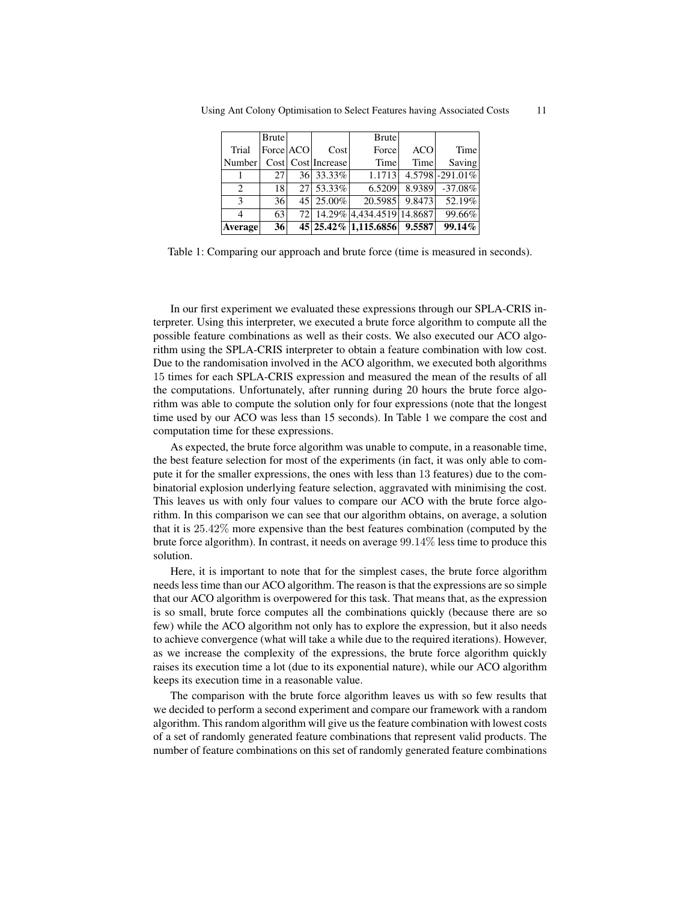| Trial Number | Brute Force Cost | ACO Cost | Cost Increase | Brute Force Time | ACO Time | Time Saving |
|---|---|---|---|---|---|---|
| 1 | 27 | 36 | 33.33% | 1.1713 | 4.5798 | -291.01% |
| 2 | 18 | 27 | 53.33% | 6.5209 | 8.9389 | -37.08% |
| 3 | 36 | 45 | 25.00% | 20.5985 | 9.8473 | 52.19% |
| 4 | 63 | 72 | 14.29% | 4,434.4519 | 14.8687 | 99.66% |
| **Average** | **36** | **45** | **25.42%** | **1,115.6856** | **9.5587** | **99.14%** |

Table 1: Comparing our approach and brute force (time is measured in seconds).

In our first experiment we evaluated these expressions through our SPLA-CRIS interpreter. Using this interpreter, we executed a brute force algorithm to compute all the possible feature combinations as well as their costs. We also executed our ACO algorithm using the SPLA-CRIS interpreter to obtain a feature combination with low cost. Due to the randomisation involved in the ACO algorithm, we executed both algorithms 15 times for each SPLA-CRIS expression and measured the mean of the results of all the computations. Unfortunately, after running during 20 hours the brute force algorithm was able to compute the solution only for four expressions (note that the longest time used by our ACO was less than 15 seconds). In Table 1 we compare the cost and computation time for these expressions.

As expected, the brute force algorithm was unable to compute, in a reasonable time, the best feature selection for most of the experiments (in fact, it was only able to compute it for the smaller expressions, the ones with less than 13 features) due to the combinatorial explosion underlying feature selection, aggravated with minimising the cost. This leaves us with only four values to compare our ACO with the brute force algorithm. In this comparison we can see that our algorithm obtains, on average, a solution that it is 25.42% more expensive than the best features combination (computed by the brute force algorithm). In contrast, it needs on average 99.14% less time to produce this solution.

Here, it is important to note that for the simplest cases, the brute force algorithm needs less time than our ACO algorithm. The reason is that the expressions are so simple that our ACO algorithm is overpowered for this task. That means that, as the expression is so small, brute force computes all the combinations quickly (because there are so few) while the ACO algorithm not only has to explore the expression, but it also needs to achieve convergence (what will take a while due to the required iterations). However, as we increase the complexity of the expressions, the brute force algorithm quickly raises its execution time a lot (due to its exponential nature), while our ACO algorithm keeps its execution time in a reasonable value.

The comparison with the brute force algorithm leaves us with so few results that we decided to perform a second experiment and compare our framework with a random algorithm. This random algorithm will give us the feature combination with lowest costs of a set of randomly generated feature combinations that represent valid products. The number of feature combinations on this set of randomly generated feature combinations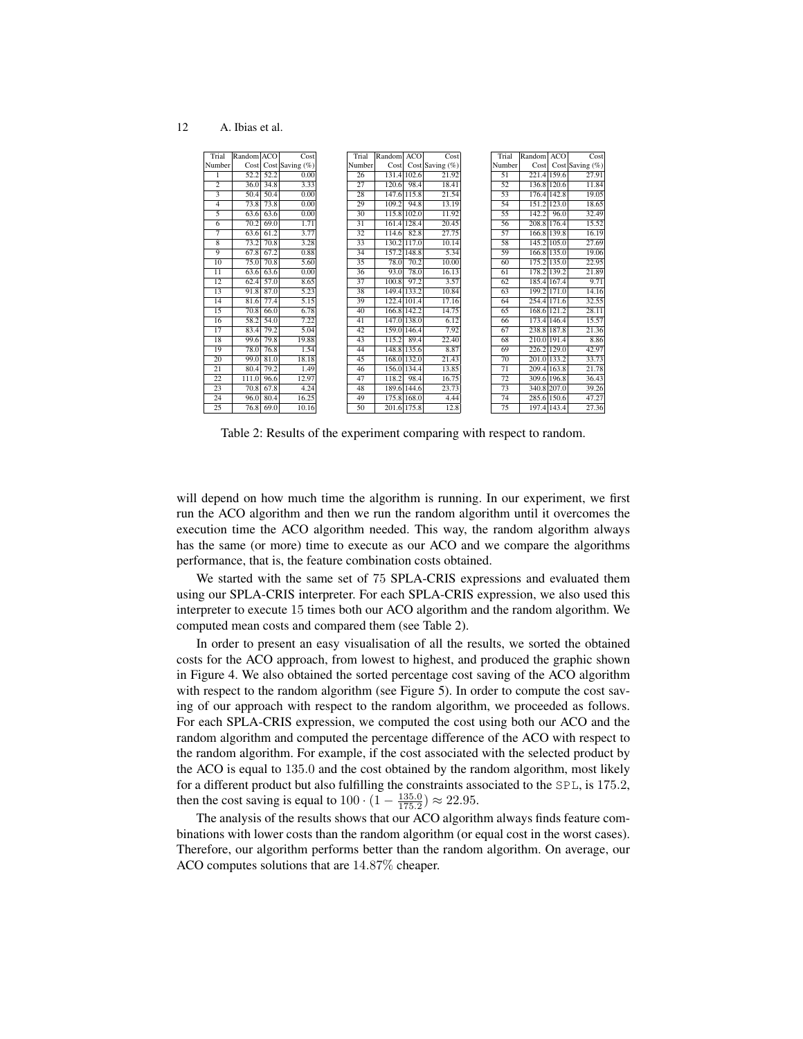| Trial Number | Random Cost | ACO Cost | Cost Saving (%) |
|---|---|---|---|
| 1 | 52.2 | 52.2 | 0.00 |
| 2 | 36.0 | 34.8 | 3.33 |
| 3 | 50.4 | 50.4 | 0.00 |
| 4 | 73.8 | 73.8 | 0.00 |
| 5 | 63.6 | 63.6 | 0.00 |
| 6 | 70.2 | 69.0 | 1.71 |
| 7 | 63.6 | 61.2 | 3.77 |
| 8 | 73.2 | 70.8 | 3.28 |
| 9 | 67.8 | 67.2 | 0.88 |
| 10 | 75.0 | 70.8 | 5.60 |
| 11 | 63.6 | 63.6 | 0.00 |
| 12 | 62.4 | 57.0 | 8.65 |
| 13 | 91.8 | 87.0 | 5.23 |
| 14 | 81.6 | 77.4 | 5.15 |
| 15 | 70.8 | 66.0 | 6.78 |
| 16 | 58.2 | 54.0 | 7.22 |
| 17 | 83.4 | 79.2 | 5.04 |
| 18 | 99.6 | 79.8 | 19.88 |
| 19 | 78.0 | 76.8 | 1.54 |
| 20 | 99.0 | 81.0 | 18.18 |
| 21 | 80.4 | 79.2 | 1.49 |
| 22 | 111.0 | 96.6 | 12.97 |
| 23 | 70.8 | 67.8 | 4.24 |
| 24 | 96.0 | 80.4 | 16.25 |
| 25 | 76.8 | 69.0 | 10.16 |

| Trial Number | Random Cost | ACO Cost | Cost Saving (%) |
|---|---|---|---|
| 26 | 131.4 | 102.6 | 21.92 |
| 27 | 120.6 | 98.4 | 18.41 |
| 28 | 147.6 | 115.8 | 21.54 |
| 29 | 109.2 | 94.8 | 13.19 |
| 30 | 115.8 | 102.0 | 11.92 |
| 31 | 161.4 | 128.4 | 20.45 |
| 32 | 114.6 | 82.8 | 27.75 |
| 33 | 130.2 | 117.0 | 10.14 |
| 34 | 157.2 | 148.8 | 5.34 |
| 35 | 78.0 | 70.2 | 10.00 |
| 36 | 93.0 | 78.0 | 16.13 |
| 37 | 100.8 | 97.2 | 3.57 |
| 38 | 149.4 | 133.2 | 10.84 |
| 39 | 122.4 | 101.4 | 17.16 |
| 40 | 166.8 | 142.2 | 14.75 |
| 41 | 147.0 | 138.0 | 6.12 |
| 42 | 159.0 | 146.4 | 7.92 |
| 43 | 115.2 | 89.4 | 22.40 |
| 44 | 148.8 | 135.6 | 8.87 |
| 45 | 168.0 | 132.0 | 21.43 |
| 46 | 156.0 | 134.4 | 13.85 |
| 47 | 118.2 | 98.4 | 16.75 |
| 48 | 189.6 | 144.6 | 23.73 |
| 49 | 175.8 | 168.0 | 4.44 |
| 50 | 201.6 | 175.8 | 12.8 |

| Trial Number | Random Cost | ACO Cost | Cost Saving (%) |
|---|---|---|---|
| 51 | 221.4 | 159.6 | 27.91 |
| 52 | 136.8 | 120.6 | 11.84 |
| 53 | 176.4 | 142.8 | 19.05 |
| 54 | 151.2 | 123.0 | 18.65 |
| 55 | 142.2 | 96.0 | 32.49 |
| 56 | 208.8 | 176.4 | 15.52 |
| 57 | 166.8 | 139.8 | 16.19 |
| 58 | 145.2 | 105.0 | 27.69 |
| 59 | 166.8 | 135.0 | 19.06 |
| 60 | 175.2 | 135.0 | 22.95 |
| 61 | 178.2 | 139.2 | 21.89 |
| 62 | 185.4 | 167.4 | 9.71 |
| 63 | 199.2 | 171.0 | 14.16 |
| 64 | 254.4 | 171.6 | 32.55 |
| 65 | 168.6 | 121.2 | 28.11 |
| 66 | 173.4 | 146.4 | 15.57 |
| 67 | 238.8 | 187.8 | 21.36 |
| 68 | 210.0 | 191.4 | 8.86 |
| 69 | 226.2 | 129.0 | 42.97 |
| 70 | 201.0 | 133.2 | 33.73 |
| 71 | 209.4 | 163.8 | 21.78 |
| 72 | 309.6 | 196.8 | 36.43 |
| 73 | 340.8 | 207.0 | 39.26 |
| 74 | 285.6 | 150.6 | 47.27 |
| 75 | 197.4 | 143.4 | 27.36 |

Table 2: Results of the experiment comparing with respect to random.

will depend on how much time the algorithm is running. In our experiment, we first run the ACO algorithm and then we run the random algorithm until it overcomes the execution time the ACO algorithm needed. This way, the random algorithm always has the same (or more) time to execute as our ACO and we compare the algorithms performance, that is, the feature combination costs obtained.

We started with the same set of 75 SPLA-CRIS expressions and evaluated them using our SPLA-CRIS interpreter. For each SPLA-CRIS expression, we also used this interpreter to execute 15 times both our ACO algorithm and the random algorithm. We computed mean costs and compared them (see Table 2).

In order to present an easy visualisation of all the results, we sorted the obtained costs for the ACO approach, from lowest to highest, and produced the graphic shown in Figure 4. We also obtained the sorted percentage cost saving of the ACO algorithm with respect to the random algorithm (see Figure 5). In order to compute the cost saving of our approach with respect to the random algorithm, we proceeded as follows. For each SPLA-CRIS expression, we computed the cost using both our ACO and the random algorithm and computed the percentage difference of the ACO with respect to the random algorithm. For example, if the cost associated with the selected product by the ACO is equal to 135.0 and the cost obtained by the random algorithm, most likely for a different product but also fulfilling the constraints associated to the SPL, is 175.2, then the cost saving is equal to $100 \cdot (1 - \frac{135.0}{175.2}) \approx 22.95$.

The analysis of the results shows that our ACO algorithm always finds feature combinations with lower costs than the random algorithm (or equal cost in the worst cases). Therefore, our algorithm performs better than the random algorithm. On average, our ACO computes solutions that are 14.87% cheaper.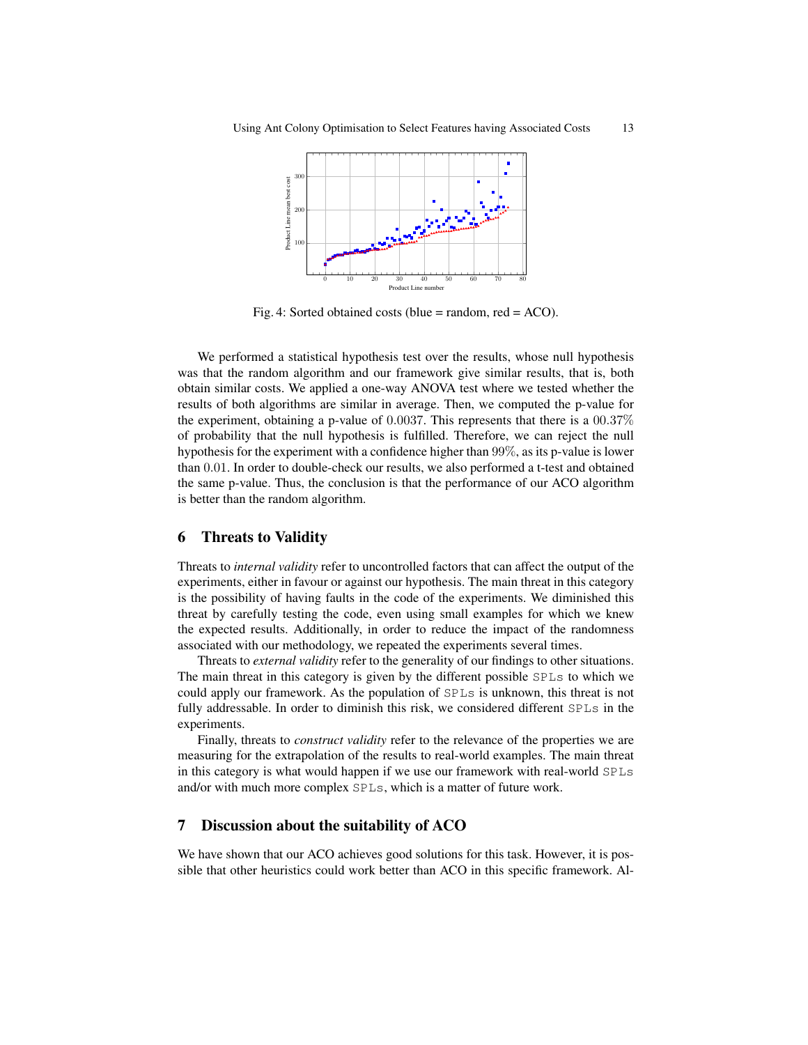Product Line mean best cost

300

200

100

0 10 20 30 40 50 60 70 80

Product Line number

Fig. 4: Sorted obtained costs (blue = random, red = ACO).

We performed a statistical hypothesis test over the results, whose null hypothesis was that the random algorithm and our framework give similar results, that is, both obtain similar costs. We applied a one-way ANOVA test where we tested whether the results of both algorithms are similar in average. Then, we computed the p-value for the experiment, obtaining a p-value of $0.0037$. This represents that there is a $00.37\%$ of probability that the null hypothesis is fulfilled. Therefore, we can reject the null hypothesis for the experiment with a confidence higher than $99\%$, as its p-value is lower than $0.01$. In order to double-check our results, we also performed a t-test and obtained the same p-value. Thus, the conclusion is that the performance of our ACO algorithm is better than the random algorithm.

## 6 Threats to Validity

Threats to *internal validity* refer to uncontrolled factors that can affect the output of the experiments, either in favour or against our hypothesis. The main threat in this category is the possibility of having faults in the code of the experiments. We diminished this threat by carefully testing the code, even using small examples for which we knew the expected results. Additionally, in order to reduce the impact of the randomness associated with our methodology, we repeated the experiments several times.

Threats to *external validity* refer to the generality of our findings to other situations. The main threat in this category is given by the different possible SPLs to which we could apply our framework. As the population of SPLs is unknown, this threat is not fully addressable. In order to diminish this risk, we considered different SPLs in the experiments.

Finally, threats to *construct validity* refer to the relevance of the properties we are measuring for the extrapolation of the results to real-world examples. The main threat in this category is what would happen if we use our framework with real-world SPLs and/or with much more complex SPLs, which is a matter of future work.

## 7 Discussion about the suitability of ACO

We have shown that our ACO achieves good solutions for this task. However, it is possible that other heuristics could work better than ACO in this specific framework. Al-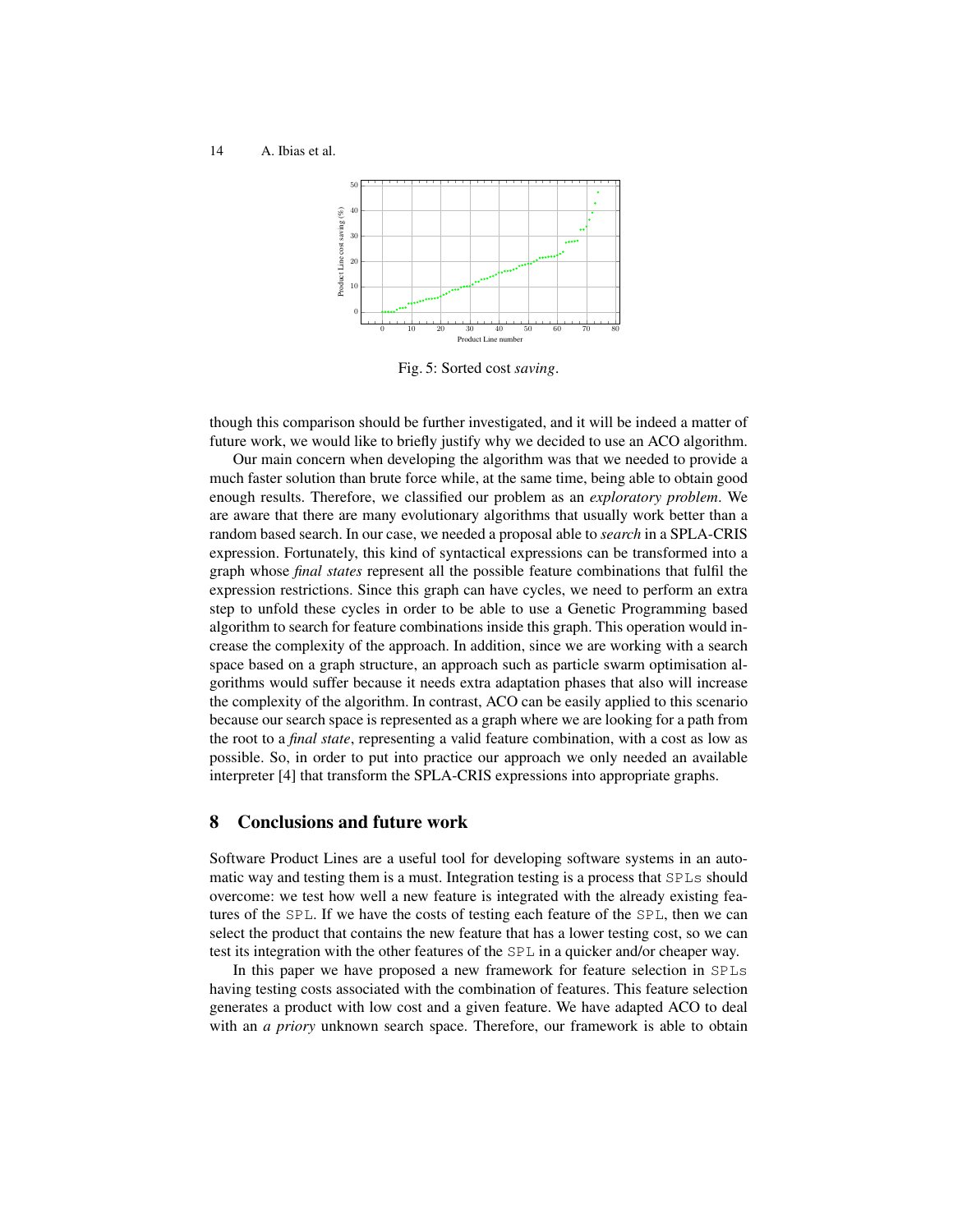Fig. 5: Sorted cost *saving*.

though this comparison should be further investigated, and it will be indeed a matter of future work, we would like to briefly justify why we decided to use an ACO algorithm.

Our main concern when developing the algorithm was that we needed to provide a much faster solution than brute force while, at the same time, being able to obtain good enough results. Therefore, we classified our problem as an *exploratory problem*. We are aware that there are many evolutionary algorithms that usually work better than a random based search. In our case, we needed a proposal able to *search* in a SPLA-CRIS expression. Fortunately, this kind of syntactical expressions can be transformed into a graph whose *final states* represent all the possible feature combinations that fulfil the expression restrictions. Since this graph can have cycles, we need to perform an extra step to unfold these cycles in order to be able to use a Genetic Programming based algorithm to search for feature combinations inside this graph. This operation would increase the complexity of the approach. In addition, since we are working with a search space based on a graph structure, an approach such as particle swarm optimisation algorithms would suffer because it needs extra adaptation phases that also will increase the complexity of the algorithm. In contrast, ACO can be easily applied to this scenario because our search space is represented as a graph where we are looking for a path from the root to a *final state*, representing a valid feature combination, with a cost as low as possible. So, in order to put into practice our approach we only needed an available interpreter [4] that transform the SPLA-CRIS expressions into appropriate graphs.

## 8 Conclusions and future work

Software Product Lines are a useful tool for developing software systems in an automatic way and testing them is a must. Integration testing is a process that SPLs should overcome: we test how well a new feature is integrated with the already existing features of the SPL. If we have the costs of testing each feature of the SPL, then we can select the product that contains the new feature that has a lower testing cost, so we can test its integration with the other features of the SPL in a quicker and/or cheaper way.

In this paper we have proposed a new framework for feature selection in SPLs having testing costs associated with the combination of features. This feature selection generates a product with low cost and a given feature. We have adapted ACO to deal with an *a priory* unknown search space. Therefore, our framework is able to obtain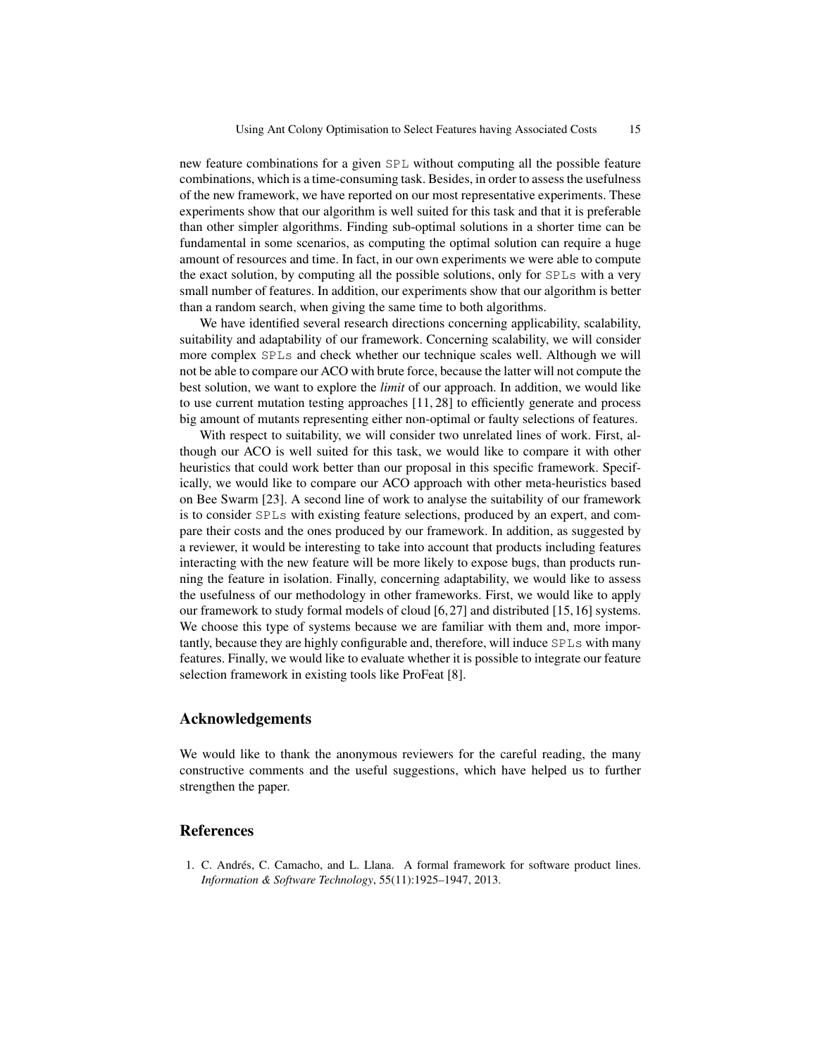new feature combinations for a given SPL without computing all the possible feature combinations, which is a time-consuming task. Besides, in order to assess the usefulness of the new framework, we have reported on our most representative experiments. These experiments show that our algorithm is well suited for this task and that it is preferable than other simpler algorithms. Finding sub-optimal solutions in a shorter time can be fundamental in some scenarios, as computing the optimal solution can require a huge amount of resources and time. In fact, in our own experiments we were able to compute the exact solution, by computing all the possible solutions, only for SPLs with a very small number of features. In addition, our experiments show that our algorithm is better than a random search, when giving the same time to both algorithms.

We have identified several research directions concerning applicability, scalability, suitability and adaptability of our framework. Concerning scalability, we will consider more complex SPLs and check whether our technique scales well. Although we will not be able to compare our ACO with brute force, because the latter will not compute the best solution, we want to explore the *limit* of our approach. In addition, we would like to use current mutation testing approaches [11, 28] to efficiently generate and process big amount of mutants representing either non-optimal or faulty selections of features.

With respect to suitability, we will consider two unrelated lines of work. First, although our ACO is well suited for this task, we would like to compare it with other heuristics that could work better than our proposal in this specific framework. Specifically, we would like to compare our ACO approach with other meta-heuristics based on Bee Swarm [23]. A second line of work to analyse the suitability of our framework is to consider SPLs with existing feature selections, produced by an expert, and compare their costs and the ones produced by our framework. In addition, as suggested by a reviewer, it would be interesting to take into account that products including features interacting with the new feature will be more likely to expose bugs, than products running the feature in isolation. Finally, concerning adaptability, we would like to assess the usefulness of our methodology in other frameworks. First, we would like to apply our framework to study formal models of cloud [6, 27] and distributed [15, 16] systems. We choose this type of systems because we are familiar with them and, more importantly, because they are highly configurable and, therefore, will induce SPLs with many features. Finally, we would like to evaluate whether it is possible to integrate our feature selection framework in existing tools like ProFeat [8].

## Acknowledgements

We would like to thank the anonymous reviewers for the careful reading, the many constructive comments and the useful suggestions, which have helped us to further strengthen the paper.

## References

1. C. Andrés, C. Camacho, and L. Llana. A formal framework for software product lines. *Information & Software Technology*, 55(11):1925–1947, 2013.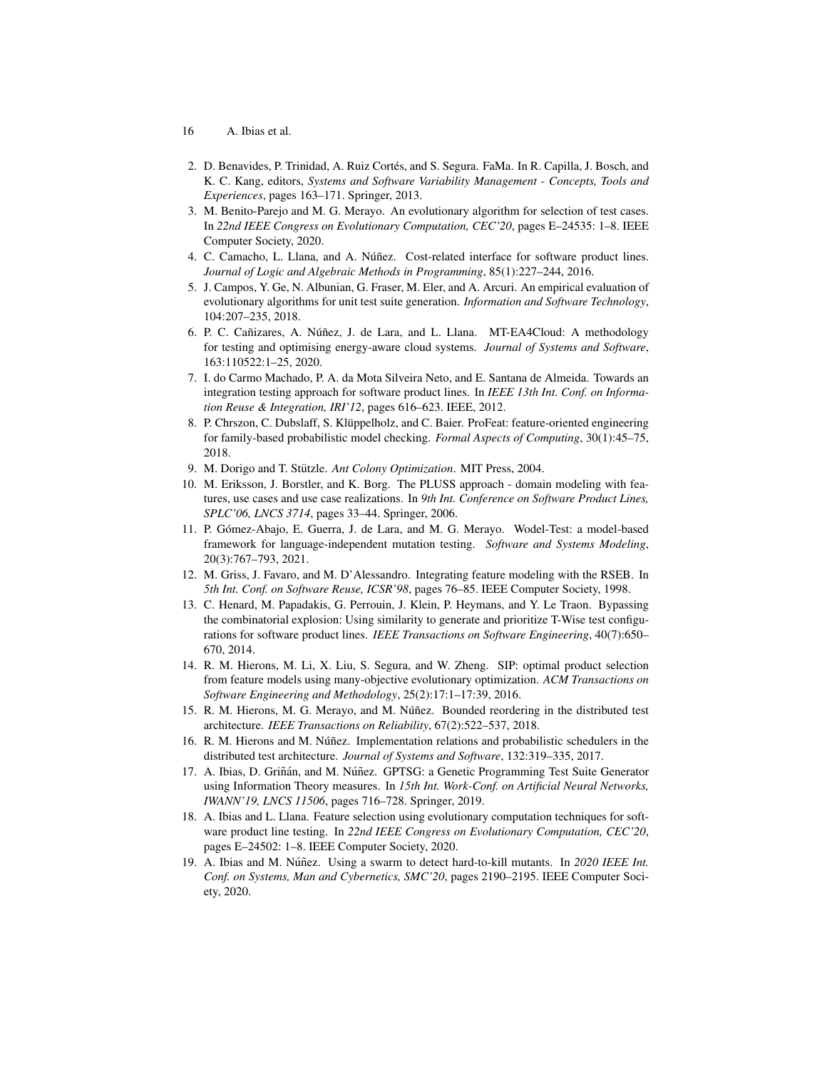2. D. Benavides, P. Trinidad, A. Ruiz Cortés, and S. Segura. FaMa. In R. Capilla, J. Bosch, and K. C. Kang, editors, *Systems and Software Variability Management - Concepts, Tools and Experiences*, pages 163–171. Springer, 2013.
3. M. Benito-Parejo and M. G. Merayo. An evolutionary algorithm for selection of test cases. In *22nd IEEE Congress on Evolutionary Computation, CEC'20*, pages E–24535: 1–8. IEEE Computer Society, 2020.
4. C. Camacho, L. Llana, and A. Núñez. Cost-related interface for software product lines. *Journal of Logic and Algebraic Methods in Programming*, 85(1):227–244, 2016.
5. J. Campos, Y. Ge, N. Albunian, G. Fraser, M. Eler, and A. Arcuri. An empirical evaluation of evolutionary algorithms for unit test suite generation. *Information and Software Technology*, 104:207–235, 2018.
6. P. C. Cañizares, A. Núñez, J. de Lara, and L. Llana. MT-EA4Cloud: A methodology for testing and optimising energy-aware cloud systems. *Journal of Systems and Software*, 163:110522:1–25, 2020.
7. I. do Carmo Machado, P. A. da Mota Silveira Neto, and E. Santana de Almeida. Towards an integration testing approach for software product lines. In *IEEE 13th Int. Conf. on Information Reuse & Integration, IRI'12*, pages 616–623. IEEE, 2012.
8. P. Chrszon, C. Dubslaff, S. Klüppelholz, and C. Baier. ProFeat: feature-oriented engineering for family-based probabilistic model checking. *Formal Aspects of Computing*, 30(1):45–75, 2018.
9. M. Dorigo and T. Stützle. *Ant Colony Optimization*. MIT Press, 2004.
10. M. Eriksson, J. Borstler, and K. Borg. The PLUSS approach - domain modeling with features, use cases and use case realizations. In *9th Int. Conference on Software Product Lines, SPLC'06, LNCS 3714*, pages 33–44. Springer, 2006.
11. P. Gómez-Abajo, E. Guerra, J. de Lara, and M. G. Merayo. Wodel-Test: a model-based framework for language-independent mutation testing. *Software and Systems Modeling*, 20(3):767–793, 2021.
12. M. Griss, J. Favaro, and M. D'Alessandro. Integrating feature modeling with the RSEB. In *5th Int. Conf. on Software Reuse, ICSR'98*, pages 76–85. IEEE Computer Society, 1998.
13. C. Henard, M. Papadakis, G. Perrouin, J. Klein, P. Heymans, and Y. Le Traon. Bypassing the combinatorial explosion: Using similarity to generate and prioritize T-Wise test configurations for software product lines. *IEEE Transactions on Software Engineering*, 40(7):650–670, 2014.
14. R. M. Hierons, M. Li, X. Liu, S. Segura, and W. Zheng. SIP: optimal product selection from feature models using many-objective evolutionary optimization. *ACM Transactions on Software Engineering and Methodology*, 25(2):17:1–17:39, 2016.
15. R. M. Hierons, M. G. Merayo, and M. Núñez. Bounded reordering in the distributed test architecture. *IEEE Transactions on Reliability*, 67(2):522–537, 2018.
16. R. M. Hierons and M. Núñez. Implementation relations and probabilistic schedulers in the distributed test architecture. *Journal of Systems and Software*, 132:319–335, 2017.
17. A. Ibias, D. Griñán, and M. Núñez. GPTSG: a Genetic Programming Test Suite Generator using Information Theory measures. In *15th Int. Work-Conf. on Artificial Neural Networks, IWANN'19, LNCS 11506*, pages 716–728. Springer, 2019.
18. A. Ibias and L. Llana. Feature selection using evolutionary computation techniques for software product line testing. In *22nd IEEE Congress on Evolutionary Computation, CEC'20*, pages E–24502: 1–8. IEEE Computer Society, 2020.
19. A. Ibias and M. Núñez. Using a swarm to detect hard-to-kill mutants. In *2020 IEEE Int. Conf. on Systems, Man and Cybernetics, SMC'20*, pages 2190–2195. IEEE Computer Society, 2020.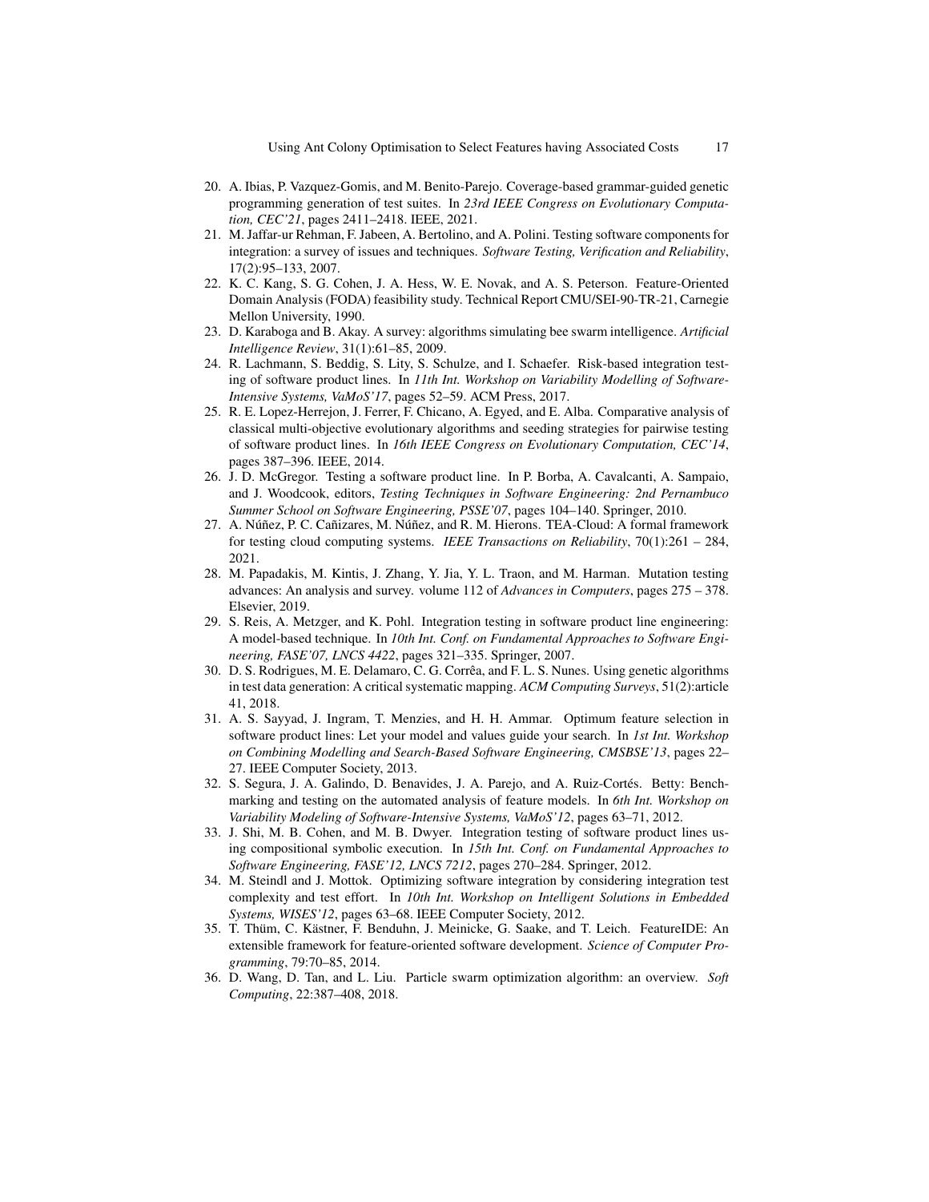20. A. Ibias, P. Vazquez-Gomis, and M. Benito-Parejo. Coverage-based grammar-guided genetic programming generation of test suites. In *23rd IEEE Congress on Evolutionary Computation, CEC'21*, pages 2411–2418. IEEE, 2021.
21. M. Jaffar-ur Rehman, F. Jabeen, A. Bertolino, and A. Polini. Testing software components for integration: a survey of issues and techniques. *Software Testing, Verification and Reliability*, 17(2):95–133, 2007.
22. K. C. Kang, S. G. Cohen, J. A. Hess, W. E. Novak, and A. S. Peterson. Feature-Oriented Domain Analysis (FODA) feasibility study. Technical Report CMU/SEI-90-TR-21, Carnegie Mellon University, 1990.
23. D. Karaboga and B. Akay. A survey: algorithms simulating bee swarm intelligence. *Artificial Intelligence Review*, 31(1):61–85, 2009.
24. R. Lachmann, S. Beddig, S. Lity, S. Schulze, and I. Schaefer. Risk-based integration testing of software product lines. In *11th Int. Workshop on Variability Modelling of Software-Intensive Systems, VaMoS'17*, pages 52–59. ACM Press, 2017.
25. R. E. Lopez-Herrejon, J. Ferrer, F. Chicano, A. Egyed, and E. Alba. Comparative analysis of classical multi-objective evolutionary algorithms and seeding strategies for pairwise testing of software product lines. In *16th IEEE Congress on Evolutionary Computation, CEC'14*, pages 387–396. IEEE, 2014.
26. J. D. McGregor. Testing a software product line. In P. Borba, A. Cavalcanti, A. Sampaio, and J. Woodcook, editors, *Testing Techniques in Software Engineering: 2nd Pernambuco Summer School on Software Engineering, PSSE'07*, pages 104–140. Springer, 2010.
27. A. Núñez, P. C. Cañizares, M. Núñez, and R. M. Hierons. TEA-Cloud: A formal framework for testing cloud computing systems. *IEEE Transactions on Reliability*, 70(1):261 – 284, 2021.
28. M. Papadakis, M. Kintis, J. Zhang, Y. Jia, Y. L. Traon, and M. Harman. Mutation testing advances: An analysis and survey. volume 112 of *Advances in Computers*, pages 275 – 378. Elsevier, 2019.
29. S. Reis, A. Metzger, and K. Pohl. Integration testing in software product line engineering: A model-based technique. In *10th Int. Conf. on Fundamental Approaches to Software Engineering, FASE'07, LNCS 4422*, pages 321–335. Springer, 2007.
30. D. S. Rodrigues, M. E. Delamaro, C. G. Corrêa, and F. L. S. Nunes. Using genetic algorithms in test data generation: A critical systematic mapping. *ACM Computing Surveys*, 51(2):article 41, 2018.
31. A. S. Sayyad, J. Ingram, T. Menzies, and H. H. Ammar. Optimum feature selection in software product lines: Let your model and values guide your search. In *1st Int. Workshop on Combining Modelling and Search-Based Software Engineering, CMSBSE'13*, pages 22–27. IEEE Computer Society, 2013.
32. S. Segura, J. A. Galindo, D. Benavides, J. A. Parejo, and A. Ruiz-Cortés. Betty: Benchmarking and testing on the automated analysis of feature models. In *6th Int. Workshop on Variability Modeling of Software-Intensive Systems, VaMoS'12*, pages 63–71, 2012.
33. J. Shi, M. B. Cohen, and M. B. Dwyer. Integration testing of software product lines using compositional symbolic execution. In *15th Int. Conf. on Fundamental Approaches to Software Engineering, FASE'12, LNCS 7212*, pages 270–284. Springer, 2012.
34. M. Steindl and J. Mottok. Optimizing software integration by considering integration test complexity and test effort. In *10th Int. Workshop on Intelligent Solutions in Embedded Systems, WISES'12*, pages 63–68. IEEE Computer Society, 2012.
35. T. Thüm, C. Kästner, F. Benduhn, J. Meinicke, G. Saake, and T. Leich. FeatureIDE: An extensible framework for feature-oriented software development. *Science of Computer Programming*, 79:70–85, 2014.
36. D. Wang, D. Tan, and L. Liu. Particle swarm optimization algorithm: an overview. *Soft Computing*, 22:387–408, 2018.